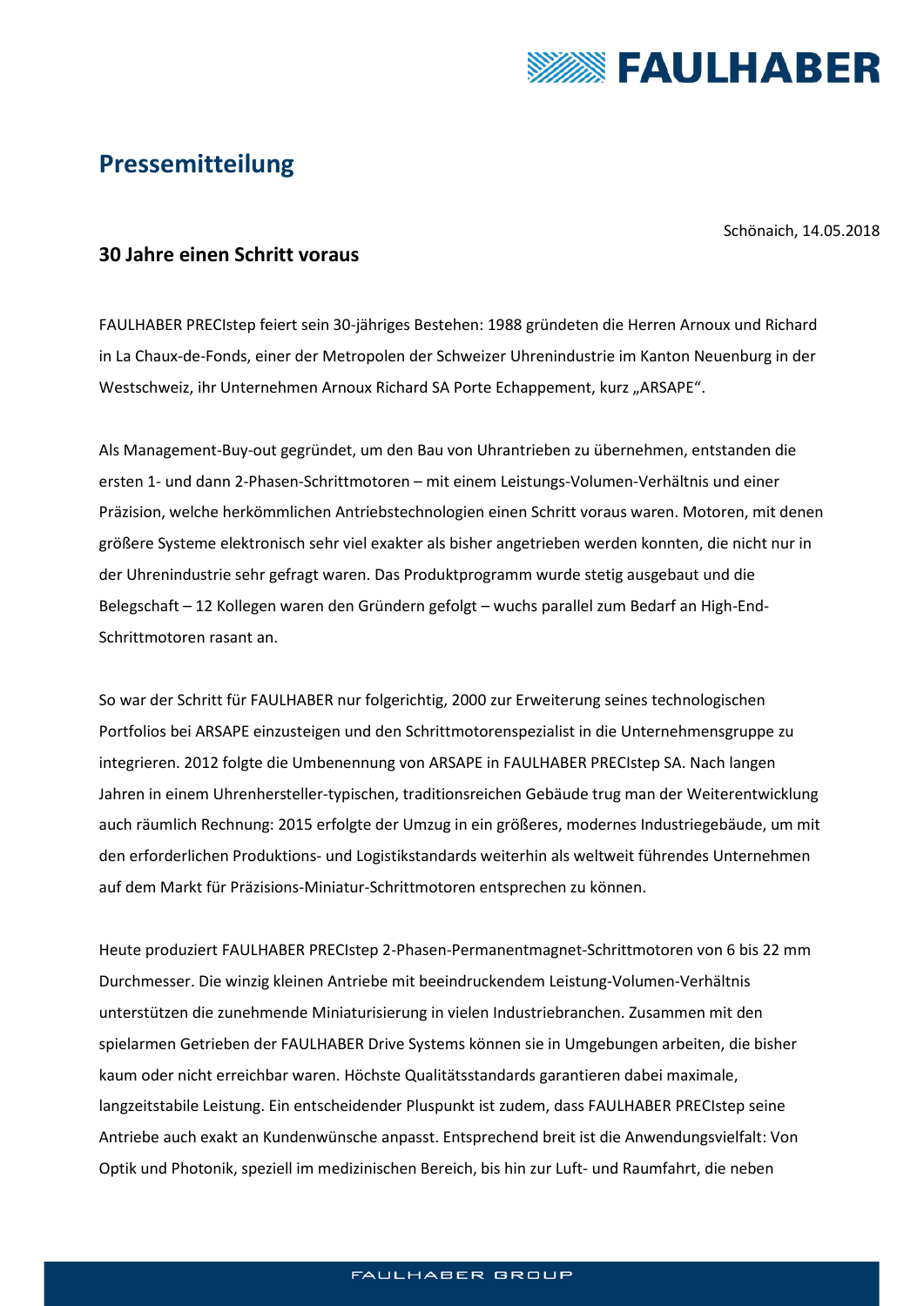# Pressemitteilung

Schönaich, 14.05.2018

## 30 Jahre einen Schritt voraus

FAULHABER PRECIstep feiert sein 30-jähriges Bestehen: 1988 gründeten die Herren Arnoux und Richard in La Chaux-de-Fonds, einer der Metropolen der Schweizer Uhrenindustrie im Kanton Neuenburg in der Westschweiz, ihr Unternehmen Arnoux Richard SA Porte Echappement, kurz „ARSAPE".

Als Management-Buy-out gegründet, um den Bau von Uhrantrieben zu übernehmen, entstanden die ersten 1- und dann 2-Phasen-Schrittmotoren – mit einem Leistungs-Volumen-Verhältnis und einer Präzision, welche herkömmlichen Antriebstechnologien einen Schritt voraus waren. Motoren, mit denen größere Systeme elektronisch sehr viel exakter als bisher angetrieben werden konnten, die nicht nur in der Uhrenindustrie sehr gefragt waren. Das Produktprogramm wurde stetig ausgebaut und die Belegschaft – 12 Kollegen waren den Gründern gefolgt – wuchs parallel zum Bedarf an High-End-Schrittmotoren rasant an.

So war der Schritt für FAULHABER nur folgerichtig, 2000 zur Erweiterung seines technologischen Portfolios bei ARSAPE einzusteigen und den Schrittmotorenspezialist in die Unternehmensgruppe zu integrieren. 2012 folgte die Umbenennung von ARSAPE in FAULHABER PRECIstep SA. Nach langen Jahren in einem Uhrenhersteller-typischen, traditionsreichen Gebäude trug man der Weiterentwicklung auch räumlich Rechnung: 2015 erfolgte der Umzug in ein größeres, modernes Industriegebäude, um mit den erforderlichen Produktions- und Logistikstandards weiterhin als weltweit führendes Unternehmen auf dem Markt für Präzisions-Miniatur-Schrittmotoren entsprechen zu können.

Heute produziert FAULHABER PRECIstep 2-Phasen-Permanentmagnet-Schrittmotoren von 6 bis 22 mm Durchmesser. Die winzig kleinen Antriebe mit beeindruckendem Leistung-Volumen-Verhältnis unterstützen die zunehmende Miniaturisierung in vielen Industriebranchen. Zusammen mit den spielarmen Getrieben der FAULHABER Drive Systems können sie in Umgebungen arbeiten, die bisher kaum oder nicht erreichbar waren. Höchste Qualitätsstandards garantieren dabei maximale, langzeitstabile Leistung. Ein entscheidender Pluspunkt ist zudem, dass FAULHABER PRECIstep seine Antriebe auch exakt an Kundenwünsche anpasst. Entsprechend breit ist die Anwendungsvielfalt: Von Optik und Photonik, speziell im medizinischen Bereich, bis hin zur Luft- und Raumfahrt, die neben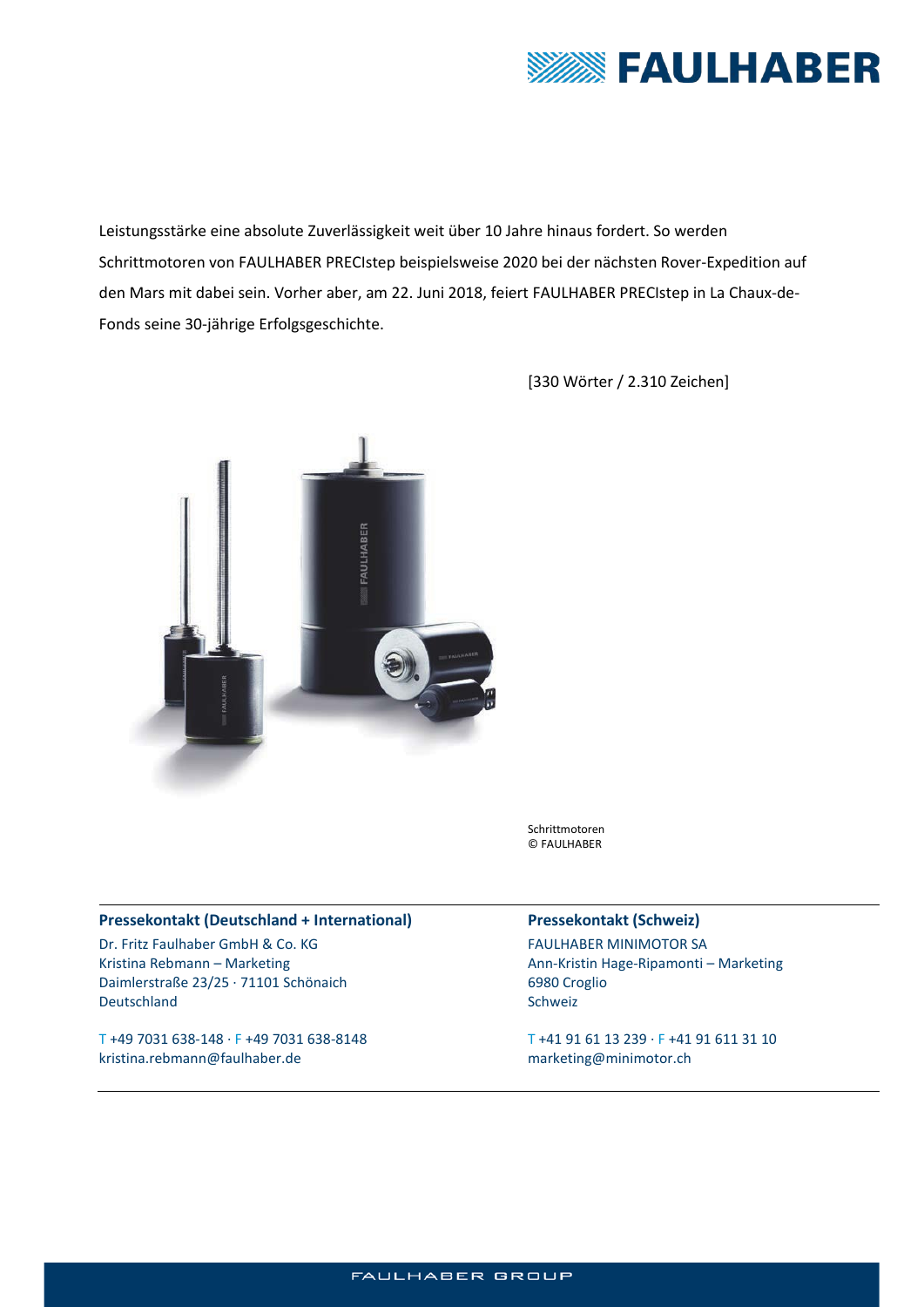Leistungsstärke eine absolute Zuverlässigkeit weit über 10 Jahre hinaus fordert. So werden Schrittmotoren von FAULHABER PRECIstep beispielsweise 2020 bei der nächsten Rover-Expedition auf den Mars mit dabei sein. Vorher aber, am 22. Juni 2018, feiert FAULHABER PRECIstep in La Chaux-de-Fonds seine 30-jährige Erfolgsgeschichte.

[330 Wörter / 2.310 Zeichen]

Schrittmotoren
© FAULHABER

**Pressekontakt (Deutschland + International)**

Dr. Fritz Faulhaber GmbH & Co. KG
Kristina Rebmann – Marketing
Daimlerstraße 23/25 · 71101 Schönaich
Deutschland

T +49 7031 638-148 · F +49 7031 638-8148
kristina.rebmann@faulhaber.de

**Pressekontakt (Schweiz)**

FAULHABER MINIMOTOR SA
Ann-Kristin Hage-Ripamonti – Marketing
6980 Croglio
Schweiz

T +41 91 61 13 239 · F +41 91 611 31 10
marketing@minimotor.ch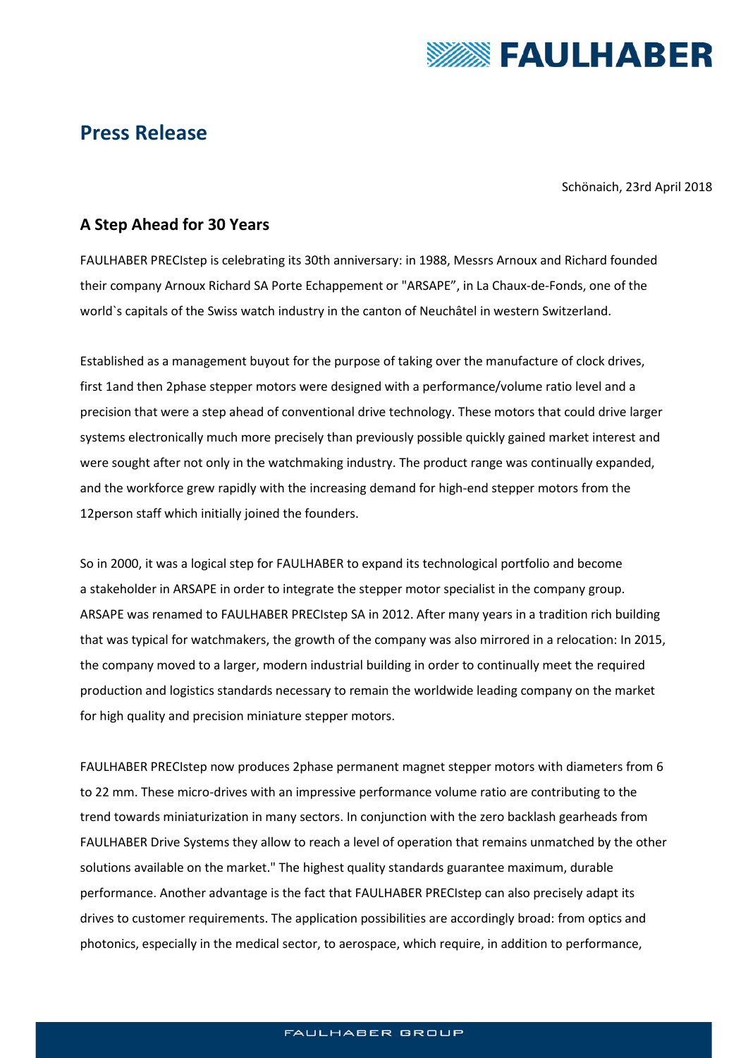# Press Release

Schönaich, 23rd April 2018

## A Step Ahead for 30 Years

FAULHABER PRECIstep is celebrating its 30th anniversary: in 1988, Messrs Arnoux and Richard founded their company Arnoux Richard SA Porte Echappement or "ARSAPE", in La Chaux-de-Fonds, one of the world`s capitals of the Swiss watch industry in the canton of Neuchâtel in western Switzerland.

Established as a management buyout for the purpose of taking over the manufacture of clock drives, first 1and then 2phase stepper motors were designed with a performance/volume ratio level and a precision that were a step ahead of conventional drive technology. These motors that could drive larger systems electronically much more precisely than previously possible quickly gained market interest and were sought after not only in the watchmaking industry. The product range was continually expanded, and the workforce grew rapidly with the increasing demand for high-end stepper motors from the 12person staff which initially joined the founders.

So in 2000, it was a logical step for FAULHABER to expand its technological portfolio and become a stakeholder in ARSAPE in order to integrate the stepper motor specialist in the company group. ARSAPE was renamed to FAULHABER PRECIstep SA in 2012. After many years in a tradition rich building that was typical for watchmakers, the growth of the company was also mirrored in a relocation: In 2015, the company moved to a larger, modern industrial building in order to continually meet the required production and logistics standards necessary to remain the worldwide leading company on the market for high quality and precision miniature stepper motors.

FAULHABER PRECIstep now produces 2phase permanent magnet stepper motors with diameters from 6 to 22 mm. These micro-drives with an impressive performance volume ratio are contributing to the trend towards miniaturization in many sectors. In conjunction with the zero backlash gearheads from FAULHABER Drive Systems they allow to reach a level of operation that remains unmatched by the other solutions available on the market." The highest quality standards guarantee maximum, durable performance. Another advantage is the fact that FAULHABER PRECIstep can also precisely adapt its drives to customer requirements. The application possibilities are accordingly broad: from optics and photonics, especially in the medical sector, to aerospace, which require, in addition to performance,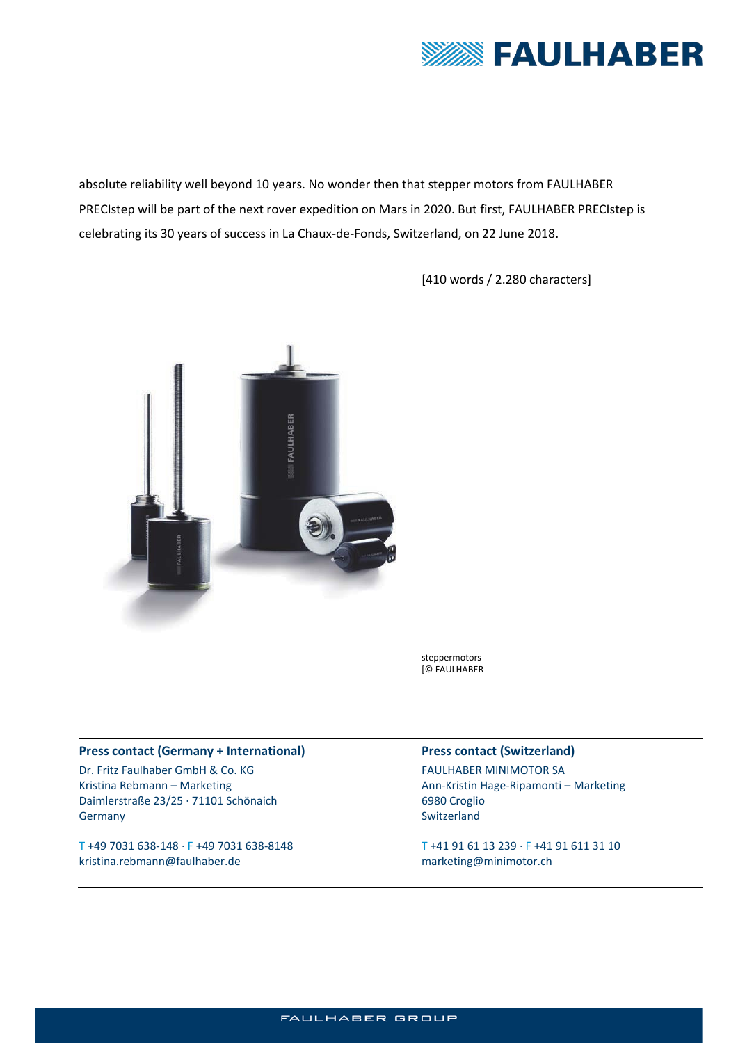absolute reliability well beyond 10 years. No wonder then that stepper motors from FAULHABER PRECIstep will be part of the next rover expedition on Mars in 2020. But first, FAULHABER PRECIstep is celebrating its 30 years of success in La Chaux-de-Fonds, Switzerland, on 22 June 2018.

[410 words / 2.280 characters]

steppermotors
[© FAULHABER

**Press contact (Germany + International)**

Dr. Fritz Faulhaber GmbH & Co. KG
Kristina Rebmann – Marketing
Daimlerstraße 23/25 · 71101 Schönaich
Germany

T +49 7031 638-148 · F +49 7031 638-8148
kristina.rebmann@faulhaber.de

**Press contact (Switzerland)**

FAULHABER MINIMOTOR SA
Ann-Kristin Hage-Ripamonti – Marketing
6980 Croglio
Switzerland

T +41 91 61 13 239 · F +41 91 611 31 10
marketing@minimotor.ch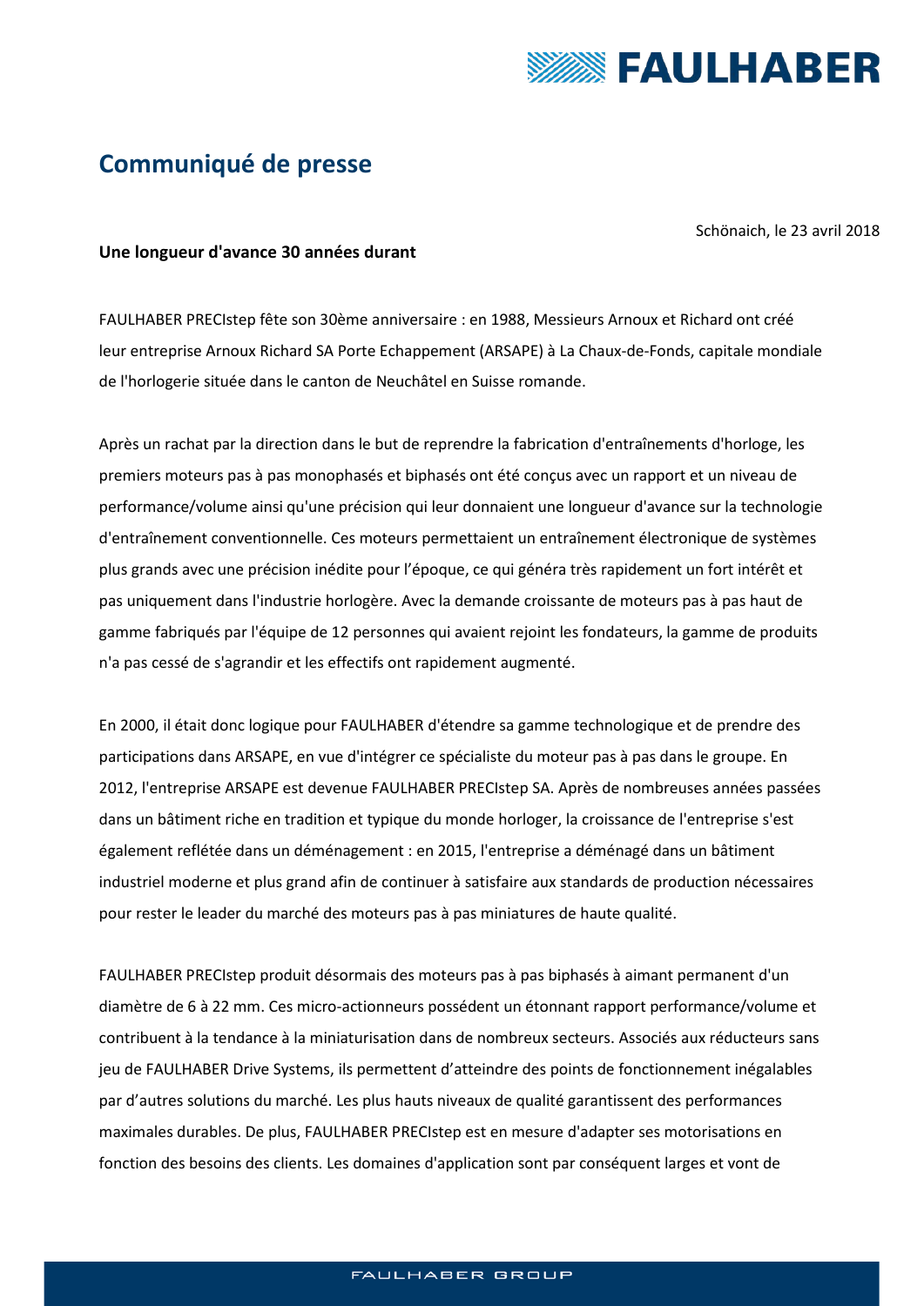# Communiqué de presse

Schönaich, le 23 avril 2018

**Une longueur d'avance 30 années durant**

FAULHABER PRECIstep fête son 30ème anniversaire : en 1988, Messieurs Arnoux et Richard ont créé leur entreprise Arnoux Richard SA Porte Echappement (ARSAPE) à La Chaux-de-Fonds, capitale mondiale de l'horlogerie située dans le canton de Neuchâtel en Suisse romande.

Après un rachat par la direction dans le but de reprendre la fabrication d'entraînements d'horloge, les premiers moteurs pas à pas monophasés et biphasés ont été conçus avec un rapport et un niveau de performance/volume ainsi qu'une précision qui leur donnaient une longueur d'avance sur la technologie d'entraînement conventionnelle. Ces moteurs permettaient un entraînement électronique de systèmes plus grands avec une précision inédite pour l'époque, ce qui généra très rapidement un fort intérêt et pas uniquement dans l'industrie horlogère. Avec la demande croissante de moteurs pas à pas haut de gamme fabriqués par l'équipe de 12 personnes qui avaient rejoint les fondateurs, la gamme de produits n'a pas cessé de s'agrandir et les effectifs ont rapidement augmenté.

En 2000, il était donc logique pour FAULHABER d'étendre sa gamme technologique et de prendre des participations dans ARSAPE, en vue d'intégrer ce spécialiste du moteur pas à pas dans le groupe. En 2012, l'entreprise ARSAPE est devenue FAULHABER PRECIstep SA. Après de nombreuses années passées dans un bâtiment riche en tradition et typique du monde horloger, la croissance de l'entreprise s'est également reflétée dans un déménagement : en 2015, l'entreprise a déménagé dans un bâtiment industriel moderne et plus grand afin de continuer à satisfaire aux standards de production nécessaires pour rester le leader du marché des moteurs pas à pas miniatures de haute qualité.

FAULHABER PRECIstep produit désormais des moteurs pas à pas biphasés à aimant permanent d'un diamètre de 6 à 22 mm. Ces micro-actionneurs possédent un étonnant rapport performance/volume et contribuent à la tendance à la miniaturisation dans de nombreux secteurs. Associés aux réducteurs sans jeu de FAULHABER Drive Systems, ils permettent d'atteindre des points de fonctionnement inégalables par d'autres solutions du marché. Les plus hauts niveaux de qualité garantissent des performances maximales durables. De plus, FAULHABER PRECIstep est en mesure d'adapter ses motorisations en fonction des besoins des clients. Les domaines d'application sont par conséquent larges et vont de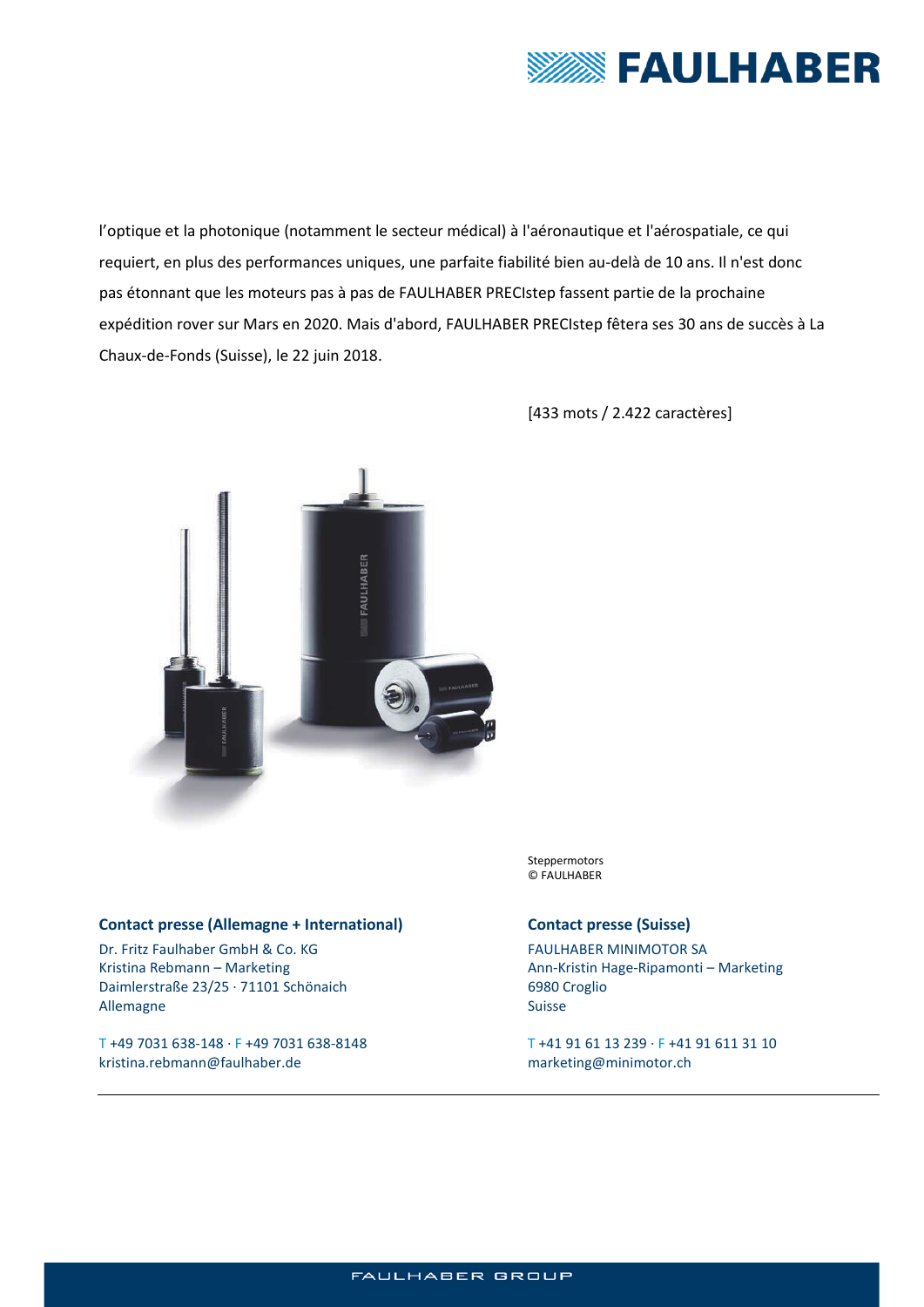l'optique et la photonique (notamment le secteur médical) à l'aéronautique et l'aérospatiale, ce qui requiert, en plus des performances uniques, une parfaite fiabilité bien au-delà de 10 ans. Il n'est donc pas étonnant que les moteurs pas à pas de FAULHABER PRECIstep fassent partie de la prochaine expédition rover sur Mars en 2020. Mais d'abord, FAULHABER PRECIstep fêtera ses 30 ans de succès à La Chaux-de-Fonds (Suisse), le 22 juin 2018.

[433 mots / 2.422 caractères]

Steppermotors
© FAULHABER

**Contact presse (Allemagne + International)**

Dr. Fritz Faulhaber GmbH & Co. KG
Kristina Rebmann – Marketing
Daimlerstraße 23/25 · 71101 Schönaich
Allemagne

T +49 7031 638-148 · F +49 7031 638-8148
kristina.rebmann@faulhaber.de

**Contact presse (Suisse)**

FAULHABER MINIMOTOR SA
Ann-Kristin Hage-Ripamonti – Marketing
6980 Croglio
Suisse

T +41 91 61 13 239 · F +41 91 611 31 10
marketing@minimotor.ch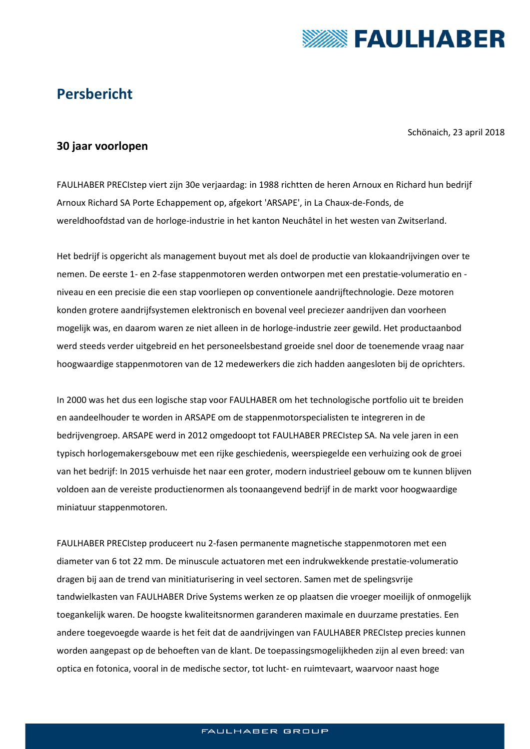# Persbericht

Schönaich, 23 april 2018

## 30 jaar voorlopen

FAULHABER PRECIstep viert zijn 30e verjaardag: in 1988 richtten de heren Arnoux en Richard hun bedrijf Arnoux Richard SA Porte Echappement op, afgekort 'ARSAPE', in La Chaux-de-Fonds, de wereldhoofdstad van de horloge-industrie in het kanton Neuchâtel in het westen van Zwitserland.

Het bedrijf is opgericht als management buyout met als doel de productie van klokaandrijvingen over te nemen. De eerste 1- en 2-fase stappenmotoren werden ontworpen met een prestatie-volumeratio en -niveau en een precisie die een stap voorliepen op conventionele aandrijftechnologie. Deze motoren konden grotere aandrijfsystemen elektronisch en bovenal veel preciezer aandrijven dan voorheen mogelijk was, en daarom waren ze niet alleen in de horloge-industrie zeer gewild. Het productaanbod werd steeds verder uitgebreid en het personeelsbestand groeide snel door de toenemende vraag naar hoogwaardige stappenmotoren van de 12 medewerkers die zich hadden aangesloten bij de oprichters.

In 2000 was het dus een logische stap voor FAULHABER om het technologische portfolio uit te breiden en aandeelhouder te worden in ARSAPE om de stappenmotorspecialisten te integreren in de bedrijvengroep. ARSAPE werd in 2012 omgedoopt tot FAULHABER PRECIstep SA. Na vele jaren in een typisch horlogemakersgebouw met een rijke geschiedenis, weerspiegelde een verhuizing ook de groei van het bedrijf: In 2015 verhuisde het naar een groter, modern industrieel gebouw om te kunnen blijven voldoen aan de vereiste productienormen als toonaangevend bedrijf in de markt voor hoogwaardige miniatuur stappenmotoren.

FAULHABER PRECIstep produceert nu 2-fasen permanente magnetische stappenmotoren met een diameter van 6 tot 22 mm. De minuscule actuatoren met een indrukwekkende prestatie-volumeratio dragen bij aan de trend van minitiaturisering in veel sectoren. Samen met de spelingsvrije tandwielkasten van FAULHABER Drive Systems werken ze op plaatsen die vroeger moeilijk of onmogelijk toegankelijk waren. De hoogste kwaliteitsnormen garanderen maximale en duurzame prestaties. Een andere toegevoegde waarde is het feit dat de aandrijvingen van FAULHABER PRECIstep precies kunnen worden aangepast op de behoeften van de klant. De toepassingsmogelijkheden zijn al even breed: van optica en fotonica, vooral in de medische sector, tot lucht- en ruimtevaart, waarvoor naast hoge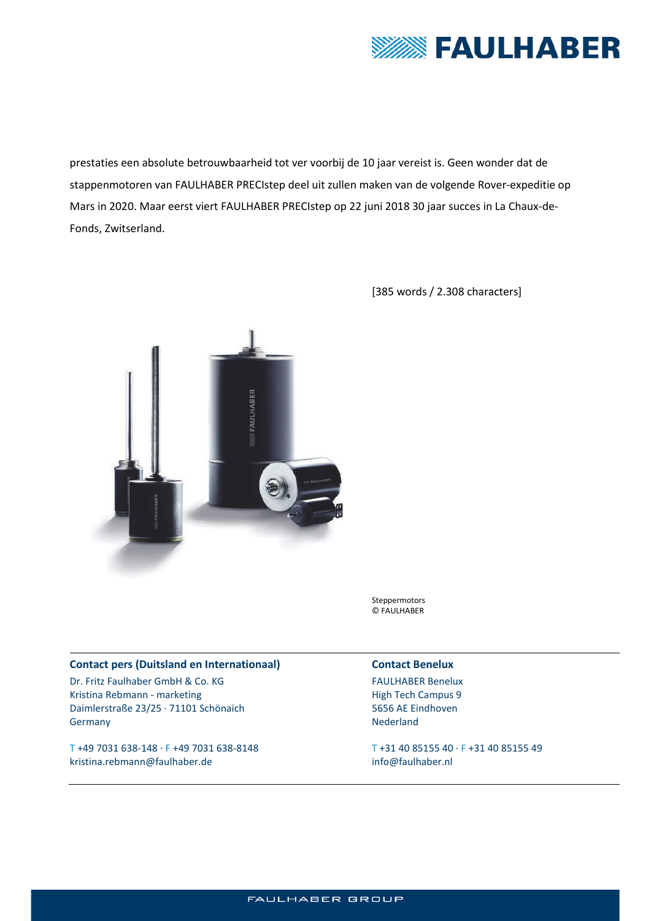prestaties een absolute betrouwbaarheid tot ver voorbij de 10 jaar vereist is. Geen wonder dat de stappenmotoren van FAULHABER PRECIstep deel uit zullen maken van de volgende Rover-expeditie op Mars in 2020. Maar eerst viert FAULHABER PRECIstep op 22 juni 2018 30 jaar succes in La Chaux-de-Fonds, Zwitserland.

[385 words / 2.308 characters]

Steppermotors
© FAULHABER

**Contact pers (Duitsland en Internationaal)**

Dr. Fritz Faulhaber GmbH & Co. KG
Kristina Rebmann - marketing
Daimlerstraße 23/25 · 71101 Schönaich
Germany

T +49 7031 638-148 · F +49 7031 638-8148
kristina.rebmann@faulhaber.de

**Contact Benelux**

FAULHABER Benelux
High Tech Campus 9
5656 AE Eindhoven
Nederland

T +31 40 85155 40 · F +31 40 85155 49
info@faulhaber.nl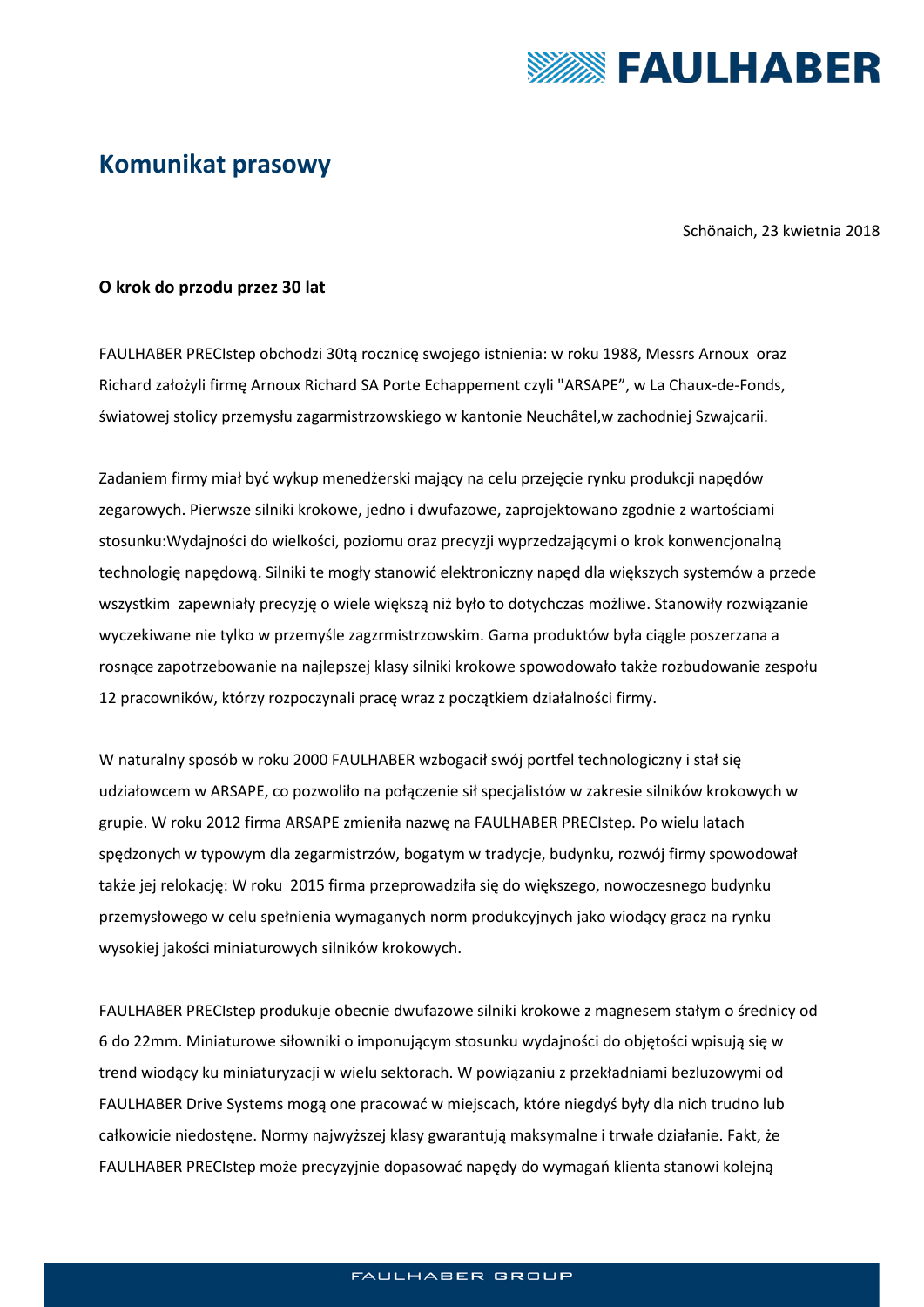# Komunikat prasowy

Schönaich, 23 kwietnia 2018

**O krok do przodu przez 30 lat**

FAULHABER PRECIstep obchodzi 30tą rocznicę swojego istnienia: w roku 1988, Messrs Arnoux oraz Richard założyli firmę Arnoux Richard SA Porte Echappement czyli "ARSAPE", w La Chaux-de-Fonds, światowej stolicy przemysłu zagarmistrzowskiego w kantonie Neuchâtel,w zachodniej Szwajcarii.

Zadaniem firmy miał być wykup menedżerski mający na celu przejęcie rynku produkcji napędów zegarowych. Pierwsze silniki krokowe, jedno i dwufazowe, zaprojektowano zgodnie z wartościami stosunku:Wydajności do wielkości, poziomu oraz precyzji wyprzedzającymi o krok konwencjonalną technologię napędową. Silniki te mogły stanowić elektroniczny napęd dla większych systemów a przede wszystkim zapewniały precyzję o wiele większą niż było to dotychczas możliwe. Stanowiły rozwiązanie wyczekiwane nie tylko w przemyśle zagzrmistrzowskim. Gama produktów była ciągle poszerzana a rosnące zapotrzebowanie na najlepszej klasy silniki krokowe spowodowało także rozbudowanie zespołu 12 pracowników, którzy rozpoczynali pracę wraz z początkiem działalności firmy.

W naturalny sposób w roku 2000 FAULHABER wzbogacił swój portfel technologiczny i stał się udziałowcem w ARSAPE, co pozwoliło na połączenie sił specjalistów w zakresie silników krokowych w grupie. W roku 2012 firma ARSAPE zmieniła nazwę na FAULHABER PRECIstep. Po wielu latach spędzonych w typowym dla zegarmistrzów, bogatym w tradycje, budynku, rozwój firmy spowodował także jej relokację: W roku 2015 firma przeprowadziła się do większego, nowoczesnego budynku przemysłowego w celu spełnienia wymaganych norm produkcyjnych jako wiodący gracz na rynku wysokiej jakości miniaturowych silników krokowych.

FAULHABER PRECIstep produkuje obecnie dwufazowe silniki krokowe z magnesem stałym o średnicy od 6 do 22mm. Miniaturowe siłowniki o imponującym stosunku wydajności do objętości wpisują się w trend wiodący ku miniaturyzacji w wielu sektorach. W powiązaniu z przekładniami bezluzowymi od FAULHABER Drive Systems mogą one pracować w miejscach, które niegdyś były dla nich trudno lub całkowicie niedostęne. Normy najwyższej klasy gwarantują maksymalne i trwałe działanie. Fakt, że FAULHABER PRECIstep może precyzyjnie dopasować napędy do wymagań klienta stanowi kolejną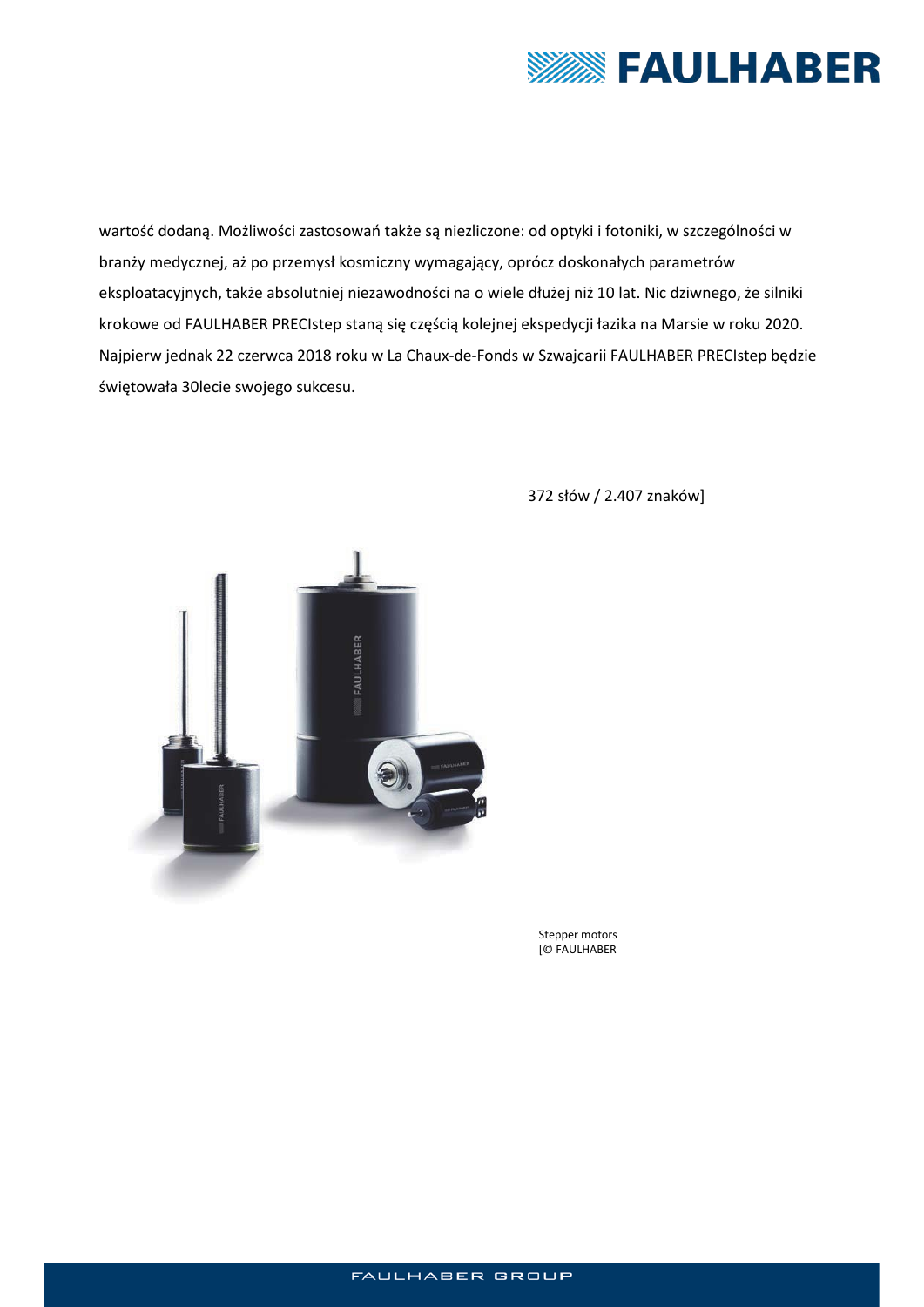wartość dodaną. Możliwości zastosowań także są niezliczone: od optyki i fotoniki, w szczególności w branży medycznej, aż po przemysł kosmiczny wymagający, oprócz doskonałych parametrów eksploatacyjnych, także absolutniej niezawodności na o wiele dłużej niż 10 lat. Nic dziwnego, że silniki krokowe od FAULHABER PRECIstep staną się częścią kolejnej ekspedycji łazika na Marsie w roku 2020. Najpierw jednak 22 czerwca 2018 roku w La Chaux-de-Fonds w Szwajcarii FAULHABER PRECIstep będzie świętowała 30lecie swojego sukcesu.

372 słów / 2.407 znaków]

Stepper motors
[© FAULHABER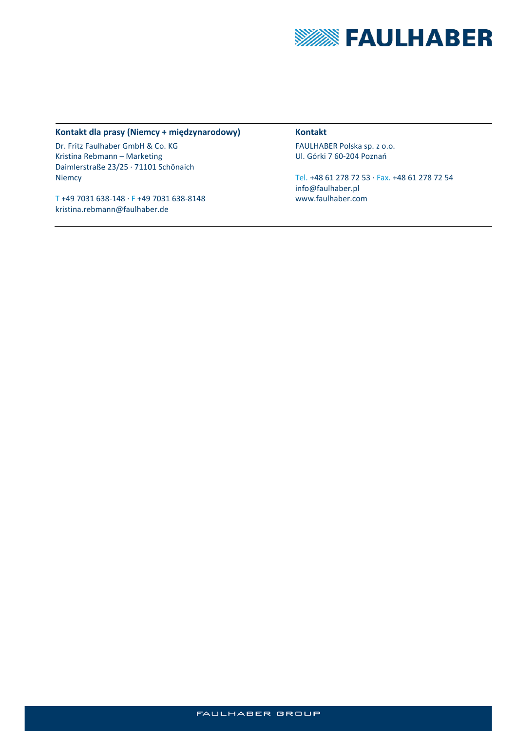**Kontakt dla prasy (Niemcy + międzynarodowy)**

Dr. Fritz Faulhaber GmbH & Co. KG
Kristina Rebmann – Marketing
Daimlerstraße 23/25 · 71101 Schönaich
Niemcy

T +49 7031 638-148 · F +49 7031 638-8148
kristina.rebmann@faulhaber.de

**Kontakt**

FAULHABER Polska sp. z o.o.
Ul. Górki 7 60-204 Poznań

Tel. +48 61 278 72 53 · Fax. +48 61 278 72 54
info@faulhaber.pl
www.faulhaber.com